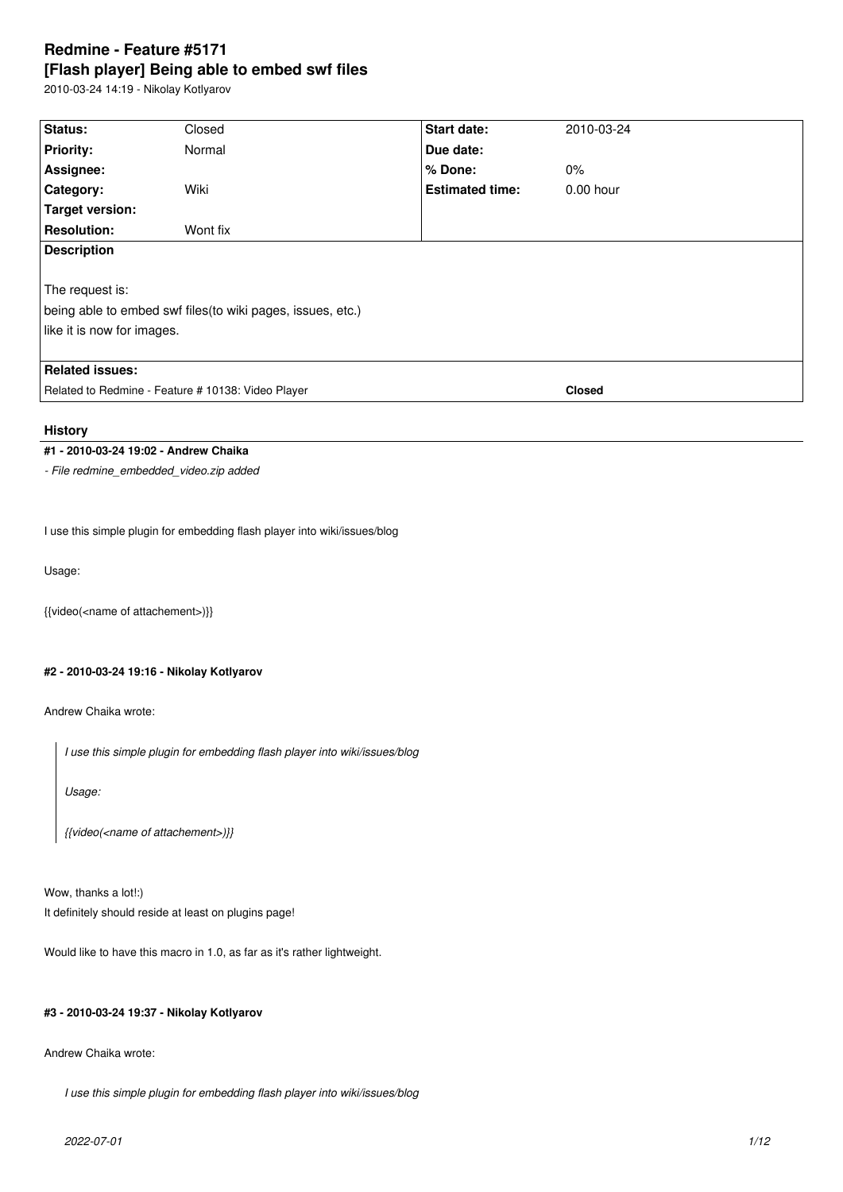# Redmine - Feature #5171
# [Flash player] Being able to embed swf files

2010-03-24 14:19 - Nikolay Kotlyarov

| | | | |
|---|---|---|---|
| **Status:** | Closed | **Start date:** | 2010-03-24 |
| **Priority:** | Normal | **Due date:** | |
| **Assignee:** | | **% Done:** | 0% |
| **Category:** | Wiki | **Estimated time:** | 0.00 hour |
| **Target version:** | | | |
| **Resolution:** | Wont fix | | |

**Description**

The request is:
being able to embed swf files(to wiki pages, issues, etc.)
like it is now for images.

**Related issues:**

Related to Redmine - Feature # 10138: Video Player — **Closed**

## History

### #1 - 2010-03-24 19:02 - Andrew Chaika

*- File redmine_embedded_video.zip added*

I use this simple plugin for embedding flash player into wiki/issues/blog

Usage:

{{video(<name of attachement>)}}

### #2 - 2010-03-24 19:16 - Nikolay Kotlyarov

Andrew Chaika wrote:

> *I use this simple plugin for embedding flash player into wiki/issues/blog*
>
> *Usage:*
>
> *{{video(<name of attachement>)}}*

Wow, thanks a lot!:)
It definitely should reside at least on plugins page!

Would like to have this macro in 1.0, as far as it's rather lightweight.

### #3 - 2010-03-24 19:37 - Nikolay Kotlyarov

Andrew Chaika wrote:

> *I use this simple plugin for embedding flash player into wiki/issues/blog*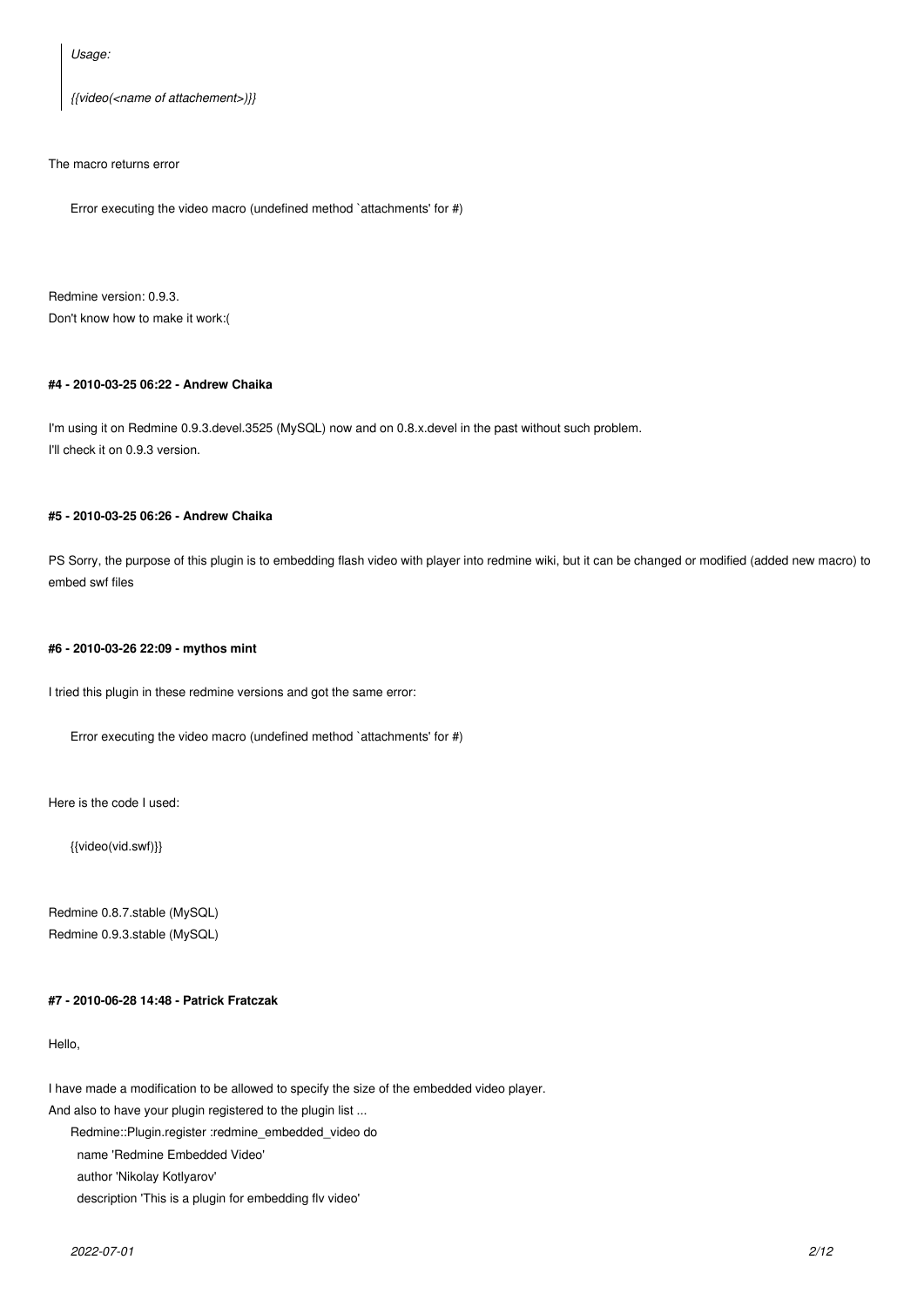> *Usage:*
>
> *{{video(<name of attachement>)}}*

The macro returns error

```
Error executing the video macro (undefined method `attachments' for #)
```

Redmine version: 0.9.3.
Don't know how to make it work:(

#### #4 - 2010-03-25 06:22 - Andrew Chaika

I'm using it on Redmine 0.9.3.devel.3525 (MySQL) now and on 0.8.x.devel in the past without such problem.
I'll check it on 0.9.3 version.

#### #5 - 2010-03-25 06:26 - Andrew Chaika

PS Sorry, the purpose of this plugin is to embedding flash video with player into redmine wiki, but it can be changed or modified (added new macro) to embed swf files

#### #6 - 2010-03-26 22:09 - mythos mint

I tried this plugin in these redmine versions and got the same error:

```
Error executing the video macro (undefined method `attachments' for #)
```

Here is the code I used:

```
{{video(vid.swf)}}
```

Redmine 0.8.7.stable (MySQL)
Redmine 0.9.3.stable (MySQL)

#### #7 - 2010-06-28 14:48 - Patrick Fratczak

Hello,

I have made a modification to be allowed to specify the size of the embedded video player.
And also to have your plugin registered to the plugin list ...

```
Redmine::Plugin.register :redmine_embedded_video do
  name 'Redmine Embedded Video'
  author 'Nikolay Kotlyarov'
  description 'This is a plugin for embedding flv video'
```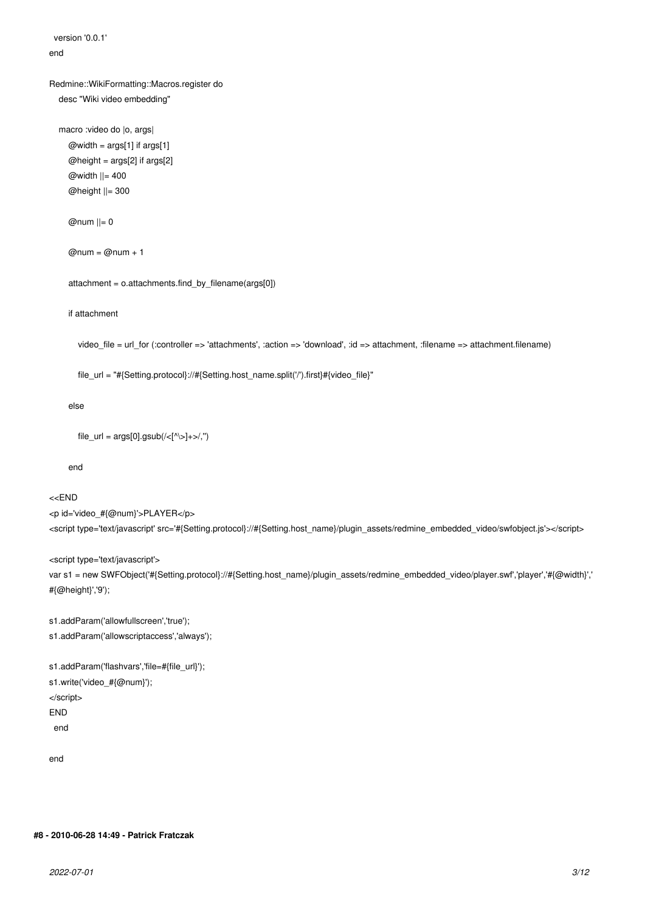```
  version '0.0.1'
end

Redmine::WikiFormatting::Macros.register do
  desc "Wiki video embedding"

  macro :video do |o, args|
    @width = args[1] if args[1]
    @height = args[2] if args[2]
    @width ||= 400
    @height ||= 300

    @num ||= 0

    @num = @num + 1

    attachment = o.attachments.find_by_filename(args[0])

    if attachment

      video_file = url_for (:controller => 'attachments', :action => 'download', :id => attachment, :filename => attachment.filename)

      file_url = "#{Setting.protocol}://#{Setting.host_name.split('/').first}#{video_file}"

    else

      file_url = args[0].gsub(/<[^\>]+>/,'')

    end

<<END
<p id='video_#{@num}'>PLAYER</p>
<script type='text/javascript' src='#{Setting.protocol}://#{Setting.host_name}/plugin_assets/redmine_embedded_video/swfobject.js'></script>

<script type='text/javascript'>
var s1 = new SWFObject('#{Setting.protocol}://#{Setting.host_name}/plugin_assets/redmine_embedded_video/player.swf','player','#{@width}','
#{@height}','9');

s1.addParam('allowfullscreen','true');
s1.addParam('allowscriptaccess','always');

s1.addParam('flashvars','file=#{file_url}');
s1.write('video_#{@num}');
</script>
END
  end

end
```

#### #8 - 2010-06-28 14:49 - Patrick Fratczak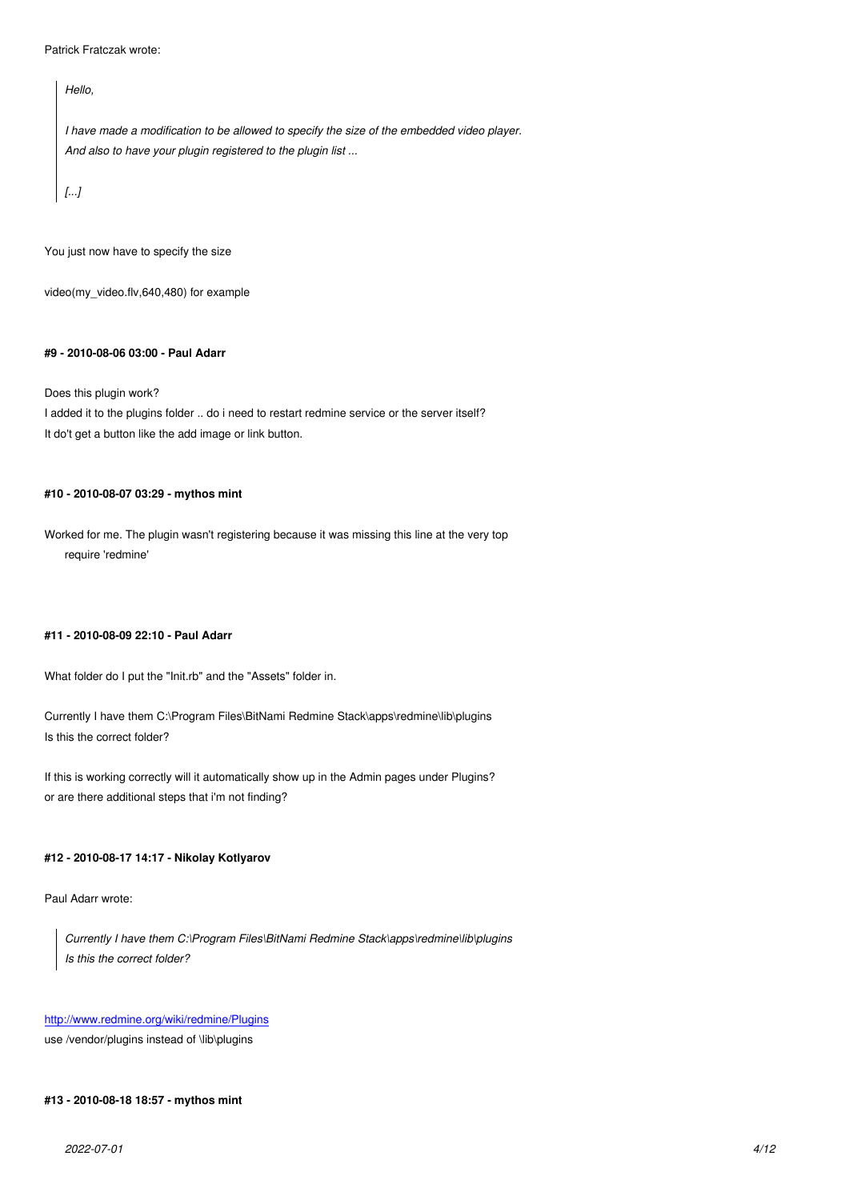Patrick Fratczak wrote:

> *Hello,*
>
> *I have made a modification to be allowed to specify the size of the embedded video player.*
> *And also to have your plugin registered to the plugin list ...*
>
> *[...]*

You just now have to specify the size

video(my_video.flv,640,480) for example

#### #9 - 2010-08-06 03:00 - Paul Adarr

Does this plugin work?
I added it to the plugins folder .. do i need to restart redmine service or the server itself?
It do't get a button like the add image or link button.

#### #10 - 2010-08-07 03:29 - mythos mint

Worked for me. The plugin wasn't registering because it was missing this line at the very top

```
require 'redmine'
```

#### #11 - 2010-08-09 22:10 - Paul Adarr

What folder do I put the "Init.rb" and the "Assets" folder in.

Currently I have them C:\Program Files\BitNami Redmine Stack\apps\redmine\lib\plugins
Is this the correct folder?

If this is working correctly will it automatically show up in the Admin pages under Plugins?
or are there additional steps that i'm not finding?

#### #12 - 2010-08-17 14:17 - Nikolay Kotlyarov

Paul Adarr wrote:

> *Currently I have them C:\Program Files\BitNami Redmine Stack\apps\redmine\lib\plugins*
> *Is this the correct folder?*

http://www.redmine.org/wiki/redmine/Plugins
use /vendor/plugins instead of \lib\plugins

#### #13 - 2010-08-18 18:57 - mythos mint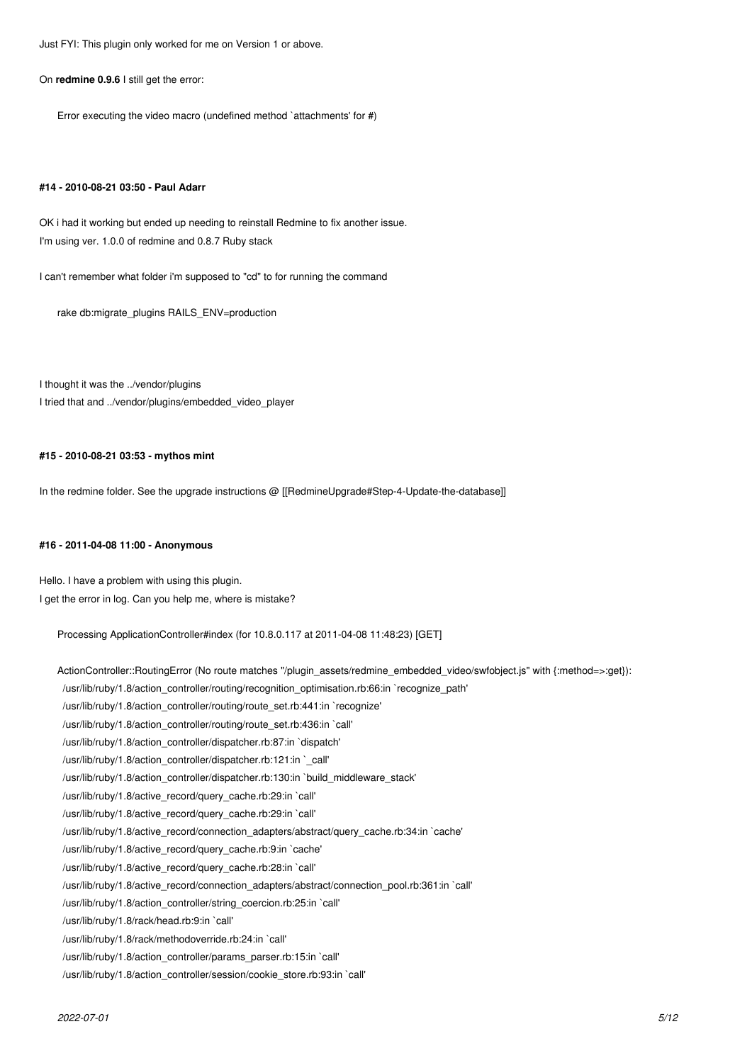Just FYI: This plugin only worked for me on Version 1 or above.

On **redmine 0.9.6** I still get the error:

```
Error executing the video macro (undefined method `attachments' for #)
```

#### #14 - 2010-08-21 03:50 - Paul Adarr

OK i had it working but ended up needing to reinstall Redmine to fix another issue.
I'm using ver. 1.0.0 of redmine and 0.8.7 Ruby stack

I can't remember what folder i'm supposed to "cd" to for running the command

```
rake db:migrate_plugins RAILS_ENV=production
```

I thought it was the ../vendor/plugins
I tried that and ../vendor/plugins/embedded_video_player

#### #15 - 2010-08-21 03:53 - mythos mint

In the redmine folder. See the upgrade instructions @ [[RedmineUpgrade#Step-4-Update-the-database]]

#### #16 - 2011-04-08 11:00 - Anonymous

Hello. I have a problem with using this plugin.
I get the error in log. Can you help me, where is mistake?

```
Processing ApplicationController#index (for 10.8.0.117 at 2011-04-08 11:48:23) [GET]

ActionController::RoutingError (No route matches "/plugin_assets/redmine_embedded_video/swfobject.js" with {:method=>:get}):
  /usr/lib/ruby/1.8/action_controller/routing/recognition_optimisation.rb:66:in `recognize_path'
  /usr/lib/ruby/1.8/action_controller/routing/route_set.rb:441:in `recognize'
  /usr/lib/ruby/1.8/action_controller/routing/route_set.rb:436:in `call'
  /usr/lib/ruby/1.8/action_controller/dispatcher.rb:87:in `dispatch'
  /usr/lib/ruby/1.8/action_controller/dispatcher.rb:121:in `_call'
  /usr/lib/ruby/1.8/action_controller/dispatcher.rb:130:in `build_middleware_stack'
  /usr/lib/ruby/1.8/active_record/query_cache.rb:29:in `call'
  /usr/lib/ruby/1.8/active_record/query_cache.rb:29:in `call'
  /usr/lib/ruby/1.8/active_record/connection_adapters/abstract/query_cache.rb:34:in `cache'
  /usr/lib/ruby/1.8/active_record/query_cache.rb:9:in `cache'
  /usr/lib/ruby/1.8/active_record/query_cache.rb:28:in `call'
  /usr/lib/ruby/1.8/active_record/connection_adapters/abstract/connection_pool.rb:361:in `call'
  /usr/lib/ruby/1.8/action_controller/string_coercion.rb:25:in `call'
  /usr/lib/ruby/1.8/rack/head.rb:9:in `call'
  /usr/lib/ruby/1.8/rack/methodoverride.rb:24:in `call'
  /usr/lib/ruby/1.8/action_controller/params_parser.rb:15:in `call'
  /usr/lib/ruby/1.8/action_controller/session/cookie_store.rb:93:in `call'
```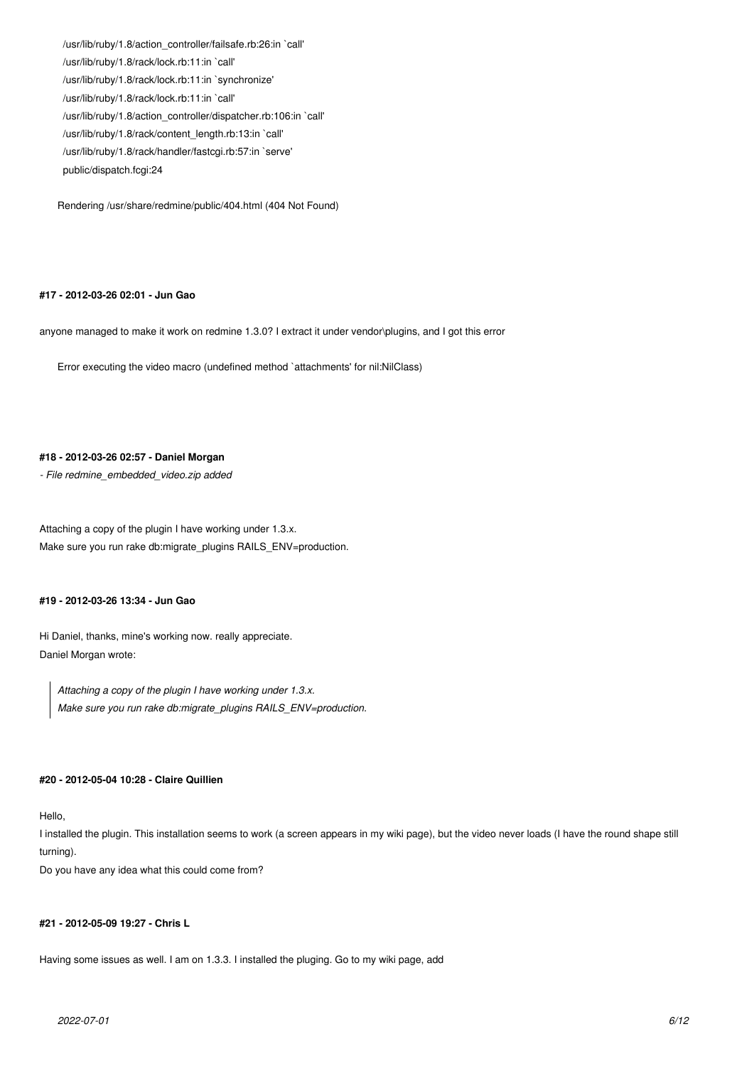```
/usr/lib/ruby/1.8/action_controller/failsafe.rb:26:in `call'
/usr/lib/ruby/1.8/rack/lock.rb:11:in `call'
/usr/lib/ruby/1.8/rack/lock.rb:11:in `synchronize'
/usr/lib/ruby/1.8/rack/lock.rb:11:in `call'
/usr/lib/ruby/1.8/action_controller/dispatcher.rb:106:in `call'
/usr/lib/ruby/1.8/rack/content_length.rb:13:in `call'
/usr/lib/ruby/1.8/rack/handler/fastcgi.rb:57:in `serve'
public/dispatch.fcgi:24

Rendering /usr/share/redmine/public/404.html (404 Not Found)
```

#### #17 - 2012-03-26 02:01 - Jun Gao

anyone managed to make it work on redmine 1.3.0? I extract it under vendor\plugins, and I got this error

```
Error executing the video macro (undefined method `attachments' for nil:NilClass)
```

#### #18 - 2012-03-26 02:57 - Daniel Morgan

*- File redmine_embedded_video.zip added*

Attaching a copy of the plugin I have working under 1.3.x.
Make sure you run rake db:migrate_plugins RAILS_ENV=production.

#### #19 - 2012-03-26 13:34 - Jun Gao

Hi Daniel, thanks, mine's working now. really appreciate.
Daniel Morgan wrote:

> *Attaching a copy of the plugin I have working under 1.3.x.*
> *Make sure you run rake db:migrate_plugins RAILS_ENV=production.*

#### #20 - 2012-05-04 10:28 - Claire Quillien

Hello,
I installed the plugin. This installation seems to work (a screen appears in my wiki page), but the video never loads (I have the round shape still turning).
Do you have any idea what this could come from?

#### #21 - 2012-05-09 19:27 - Chris L

Having some issues as well. I am on 1.3.3. I installed the pluging. Go to my wiki page, add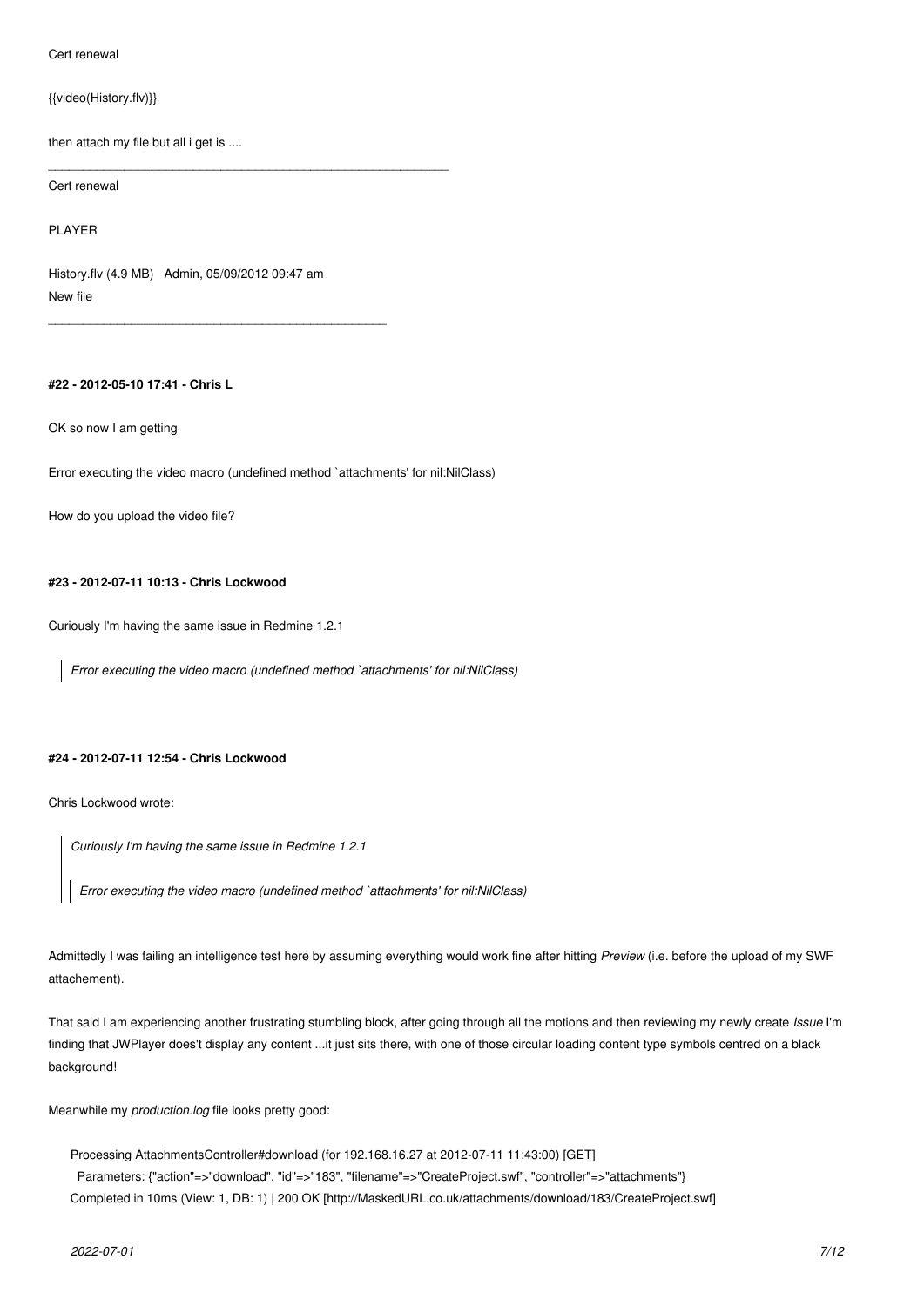Cert renewal

{{video(History.flv)}}

then attach my file but all i get is ....

---

Cert renewal

PLAYER

History.flv (4.9 MB) Admin, 05/09/2012 09:47 am
New file

---

#### #22 - 2012-05-10 17:41 - Chris L

OK so now I am getting

Error executing the video macro (undefined method `attachments' for nil:NilClass)

How do you upload the video file?

#### #23 - 2012-07-11 10:13 - Chris Lockwood

Curiously I'm having the same issue in Redmine 1.2.1

> *Error executing the video macro (undefined method `attachments' for nil:NilClass)*

#### #24 - 2012-07-11 12:54 - Chris Lockwood

Chris Lockwood wrote:

> *Curiously I'm having the same issue in Redmine 1.2.1*
>
> > *Error executing the video macro (undefined method `attachments' for nil:NilClass)*

Admittedly I was failing an intelligence test here by assuming everything would work fine after hitting *Preview* (i.e. before the upload of my SWF attachement).

That said I am experiencing another frustrating stumbling block, after going through all the motions and then reviewing my newly create *Issue* I'm finding that JWPlayer does't display any content ...it just sits there, with one of those circular loading content type symbols centred on a black background!

Meanwhile my *production.log* file looks pretty good:

```
Processing AttachmentsController#download (for 192.168.16.27 at 2012-07-11 11:43:00) [GET]
  Parameters: {"action"=>"download", "id"=>"183", "filename"=>"CreateProject.swf", "controller"=>"attachments"}
Completed in 10ms (View: 1, DB: 1) | 200 OK [http://MaskedURL.co.uk/attachments/download/183/CreateProject.swf]
```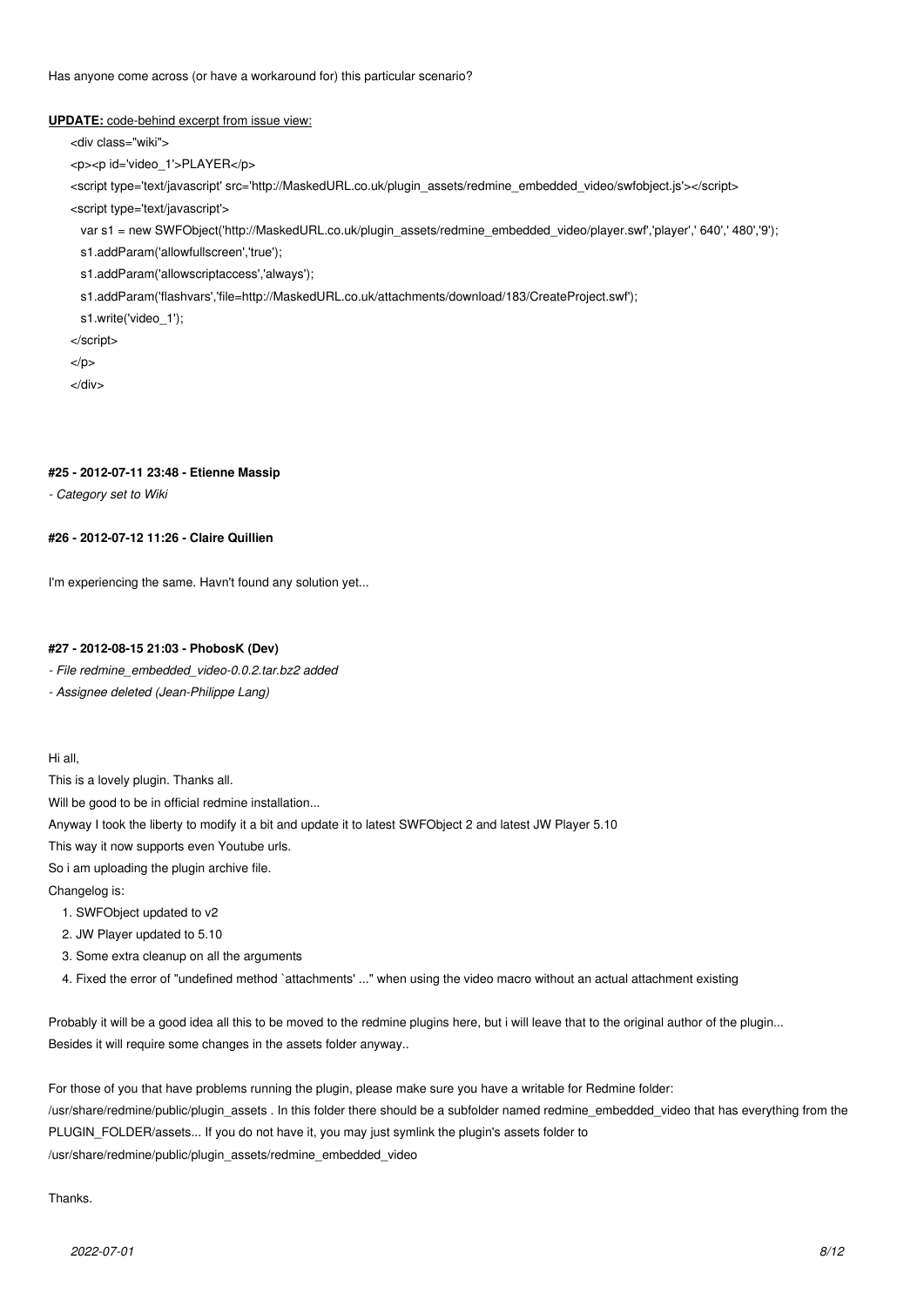Has anyone come across (or have a workaround for) this particular scenario?

**UPDATE:** code-behind excerpt from issue view:

```
<div class="wiki">
<p><p id='video_1'>PLAYER</p>
<script type='text/javascript' src='http://MaskedURL.co.uk/plugin_assets/redmine_embedded_video/swfobject.js'></script>
<script type='text/javascript'>
  var s1 = new SWFObject('http://MaskedURL.co.uk/plugin_assets/redmine_embedded_video/player.swf','player',' 640',' 480','9');
  s1.addParam('allowfullscreen','true');
  s1.addParam('allowscriptaccess','always');
  s1.addParam('flashvars','file=http://MaskedURL.co.uk/attachments/download/183/CreateProject.swf');
  s1.write('video_1');
</script>
</p>
</div>
```

#### #25 - 2012-07-11 23:48 - Etienne Massip

*- Category set to Wiki*

#### #26 - 2012-07-12 11:26 - Claire Quillien

I'm experiencing the same. Havn't found any solution yet...

#### #27 - 2012-08-15 21:03 - PhobosK (Dev)

*- File redmine_embedded_video-0.0.2.tar.bz2 added*

*- Assignee deleted (Jean-Philippe Lang)*

Hi all,

This is a lovely plugin. Thanks all.

Will be good to be in official redmine installation...

Anyway I took the liberty to modify it a bit and update it to latest SWFObject 2 and latest JW Player 5.10

This way it now supports even Youtube urls.

So i am uploading the plugin archive file.

Changelog is:

1. SWFObject updated to v2
2. JW Player updated to 5.10
3. Some extra cleanup on all the arguments
4. Fixed the error of "undefined method `attachments' ..." when using the video macro without an actual attachment existing

Probably it will be a good idea all this to be moved to the redmine plugins here, but i will leave that to the original author of the plugin...
Besides it will require some changes in the assets folder anyway..

For those of you that have problems running the plugin, please make sure you have a writable for Redmine folder:
/usr/share/redmine/public/plugin_assets . In this folder there should be a subfolder named redmine_embedded_video that has everything from the PLUGIN_FOLDER/assets... If you do not have it, you may just symlink the plugin's assets folder to
/usr/share/redmine/public/plugin_assets/redmine_embedded_video

Thanks.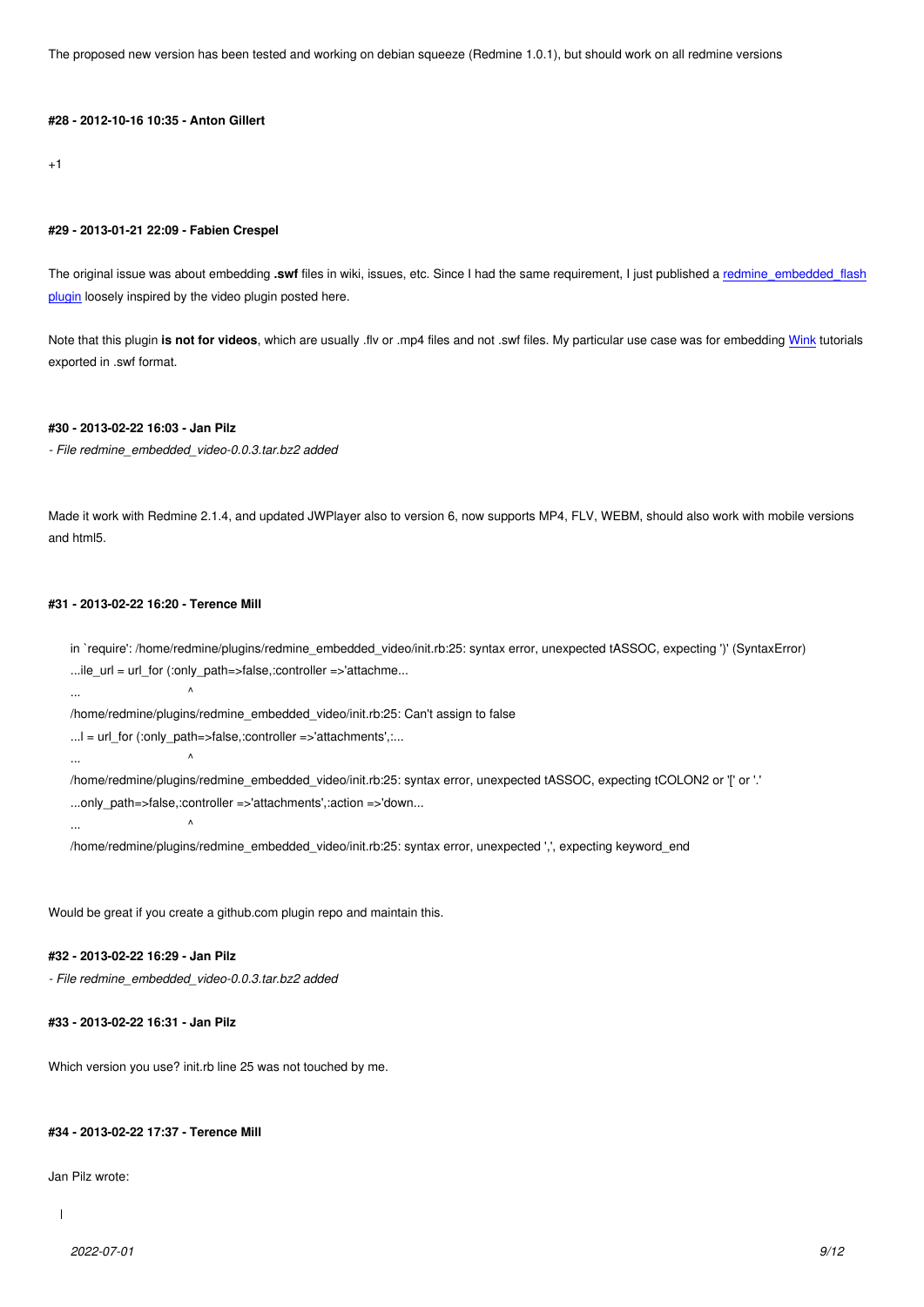The proposed new version has been tested and working on debian squeeze (Redmine 1.0.1), but should work on all redmine versions

#### #28 - 2012-10-16 10:35 - Anton Gillert

+1

#### #29 - 2013-01-21 22:09 - Fabien Crespel

The original issue was about embedding **.swf** files in wiki, issues, etc. Since I had the same requirement, I just published a redmine_embedded_flash plugin loosely inspired by the video plugin posted here.

Note that this plugin **is not for videos**, which are usually .flv or .mp4 files and not .swf files. My particular use case was for embedding Wink tutorials exported in .swf format.

#### #30 - 2013-02-22 16:03 - Jan Pilz

*- File redmine_embedded_video-0.0.3.tar.bz2 added*

Made it work with Redmine 2.1.4, and updated JWPlayer also to version 6, now supports MP4, FLV, WEBM, should also work with mobile versions and html5.

#### #31 - 2013-02-22 16:20 - Terence Mill

```
in `require': /home/redmine/plugins/redmine_embedded_video/init.rb:25: syntax error, unexpected tASSOC, expecting ')' (SyntaxError)
...ile_url = url_for (:only_path=>false,:controller =>'attachme...
...                           ^
/home/redmine/plugins/redmine_embedded_video/init.rb:25: Can't assign to false
...l = url_for (:only_path=>false,:controller =>'attachments',:...
...                           ^
/home/redmine/plugins/redmine_embedded_video/init.rb:25: syntax error, unexpected tASSOC, expecting tCOLON2 or '[' or '.'
...only_path=>false,:controller =>'attachments',:action =>'down...
...                           ^
/home/redmine/plugins/redmine_embedded_video/init.rb:25: syntax error, unexpected ',', expecting keyword_end
```

Would be great if you create a github.com plugin repo and maintain this.

#### #32 - 2013-02-22 16:29 - Jan Pilz

*- File redmine_embedded_video-0.0.3.tar.bz2 added*

#### #33 - 2013-02-22 16:31 - Jan Pilz

Which version you use? init.rb line 25 was not touched by me.

#### #34 - 2013-02-22 17:37 - Terence Mill

Jan Pilz wrote: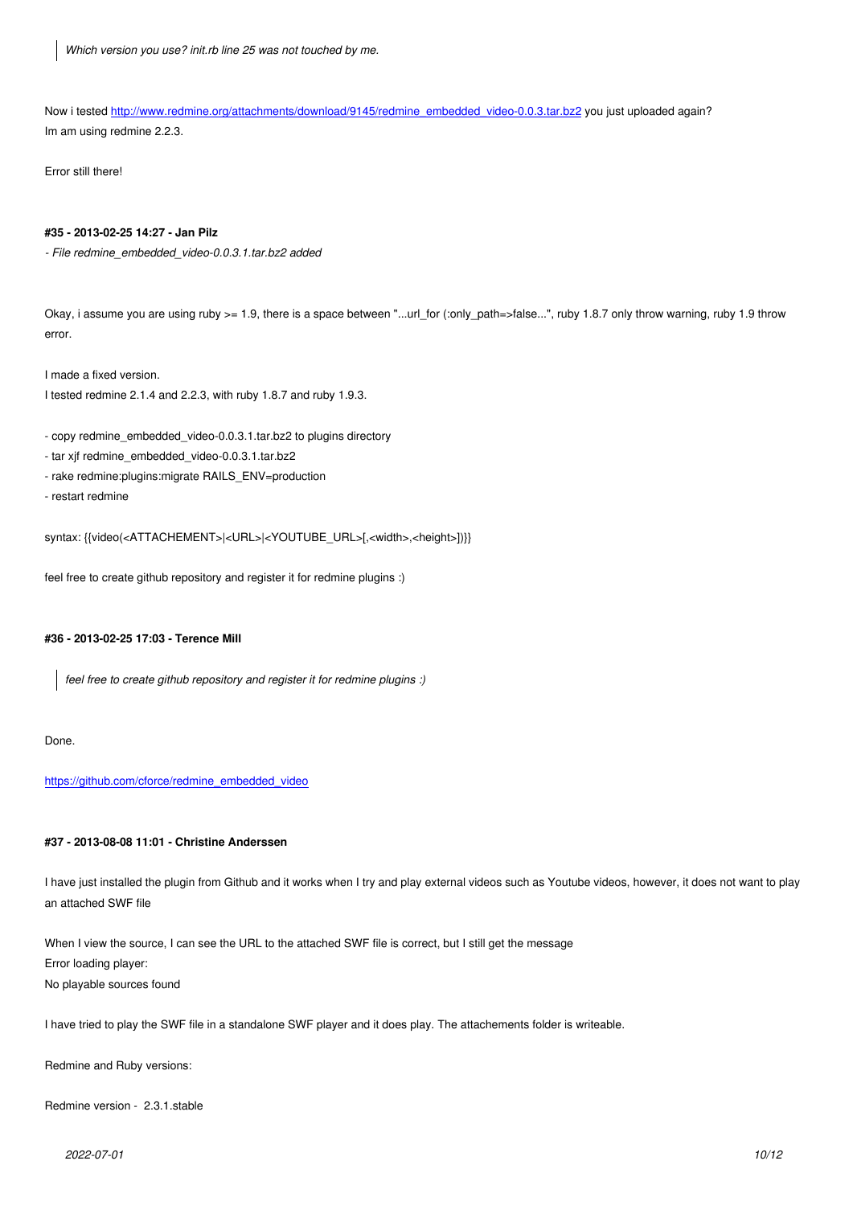> *Which version you use? init.rb line 25 was not touched by me.*

Now i tested [http://www.redmine.org/attachments/download/9145/redmine_embedded_video-0.0.3.tar.bz2](http://www.redmine.org/attachments/download/9145/redmine_embedded_video-0.0.3.tar.bz2) you just uploaded again?
Im am using redmine 2.2.3.

Error still there!

#### #35 - 2013-02-25 14:27 - Jan Pilz

*- File redmine_embedded_video-0.0.3.1.tar.bz2 added*

Okay, i assume you are using ruby >= 1.9, there is a space between "...url_for (:only_path=>false...", ruby 1.8.7 only throw warning, ruby 1.9 throw error.

I made a fixed version.
I tested redmine 2.1.4 and 2.2.3, with ruby 1.8.7 and ruby 1.9.3.

- copy redmine_embedded_video-0.0.3.1.tar.bz2 to plugins directory
- tar xjf redmine_embedded_video-0.0.3.1.tar.bz2
- rake redmine:plugins:migrate RAILS_ENV=production
- restart redmine

syntax: {{video(<ATTACHEMENT>|<URL>|<YOUTUBE_URL>[,<width>,<height>])}}

feel free to create github repository and register it for redmine plugins :)

#### #36 - 2013-02-25 17:03 - Terence Mill

> *feel free to create github repository and register it for redmine plugins :)*

Done.

[https://github.com/cforce/redmine_embedded_video](https://github.com/cforce/redmine_embedded_video)

#### #37 - 2013-08-08 11:01 - Christine Anderssen

I have just installed the plugin from Github and it works when I try and play external videos such as Youtube videos, however, it does not want to play an attached SWF file

When I view the source, I can see the URL to the attached SWF file is correct, but I still get the message
Error loading player:
No playable sources found

I have tried to play the SWF file in a standalone SWF player and it does play. The attachements folder is writeable.

Redmine and Ruby versions:

Redmine version - 2.3.1.stable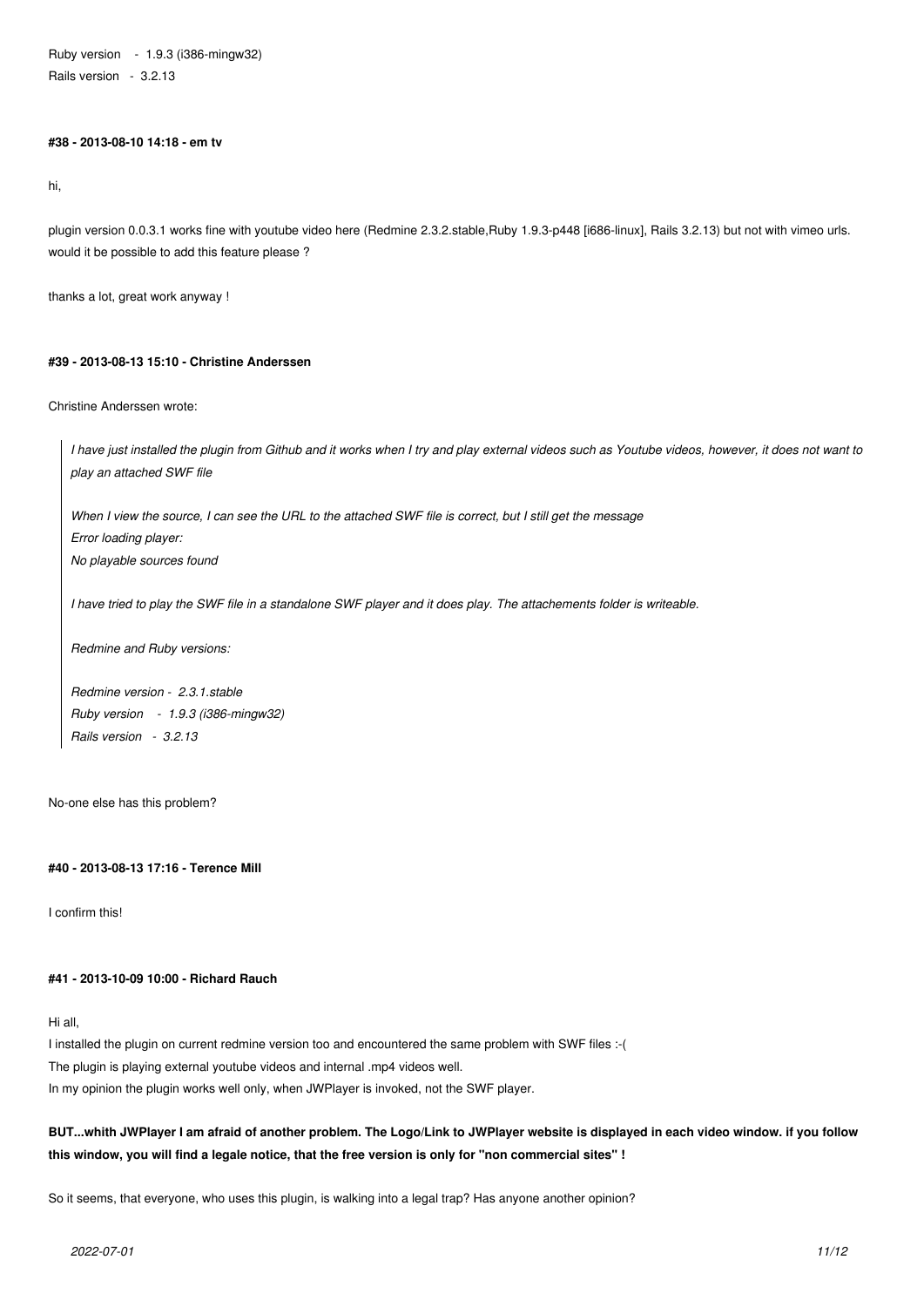Ruby version - 1.9.3 (i386-mingw32)
Rails version - 3.2.13

#### #38 - 2013-08-10 14:18 - em tv

hi,

plugin version 0.0.3.1 works fine with youtube video here (Redmine 2.3.2.stable,Ruby 1.9.3-p448 [i686-linux], Rails 3.2.13) but not with vimeo urls. would it be possible to add this feature please ?

thanks a lot, great work anyway !

#### #39 - 2013-08-13 15:10 - Christine Anderssen

Christine Anderssen wrote:

> *I have just installed the plugin from Github and it works when I try and play external videos such as Youtube videos, however, it does not want to play an attached SWF file*
>
> *When I view the source, I can see the URL to the attached SWF file is correct, but I still get the message*
> *Error loading player:*
> *No playable sources found*
>
> *I have tried to play the SWF file in a standalone SWF player and it does play. The attachements folder is writeable.*
>
> *Redmine and Ruby versions:*
>
> *Redmine version - 2.3.1.stable*
> *Ruby version - 1.9.3 (i386-mingw32)*
> *Rails version - 3.2.13*

No-one else has this problem?

#### #40 - 2013-08-13 17:16 - Terence Mill

I confirm this!

#### #41 - 2013-10-09 10:00 - Richard Rauch

Hi all,
I installed the plugin on current redmine version too and encountered the same problem with SWF files :-(
The plugin is playing external youtube videos and internal .mp4 videos well.
In my opinion the plugin works well only, when JWPlayer is invoked, not the SWF player.

**BUT...whith JWPlayer I am afraid of another problem. The Logo/Link to JWPlayer website is displayed in each video window. if you follow this window, you will find a legale notice, that the free version is only for "non commercial sites" !**

So it seems, that everyone, who uses this plugin, is walking into a legal trap? Has anyone another opinion?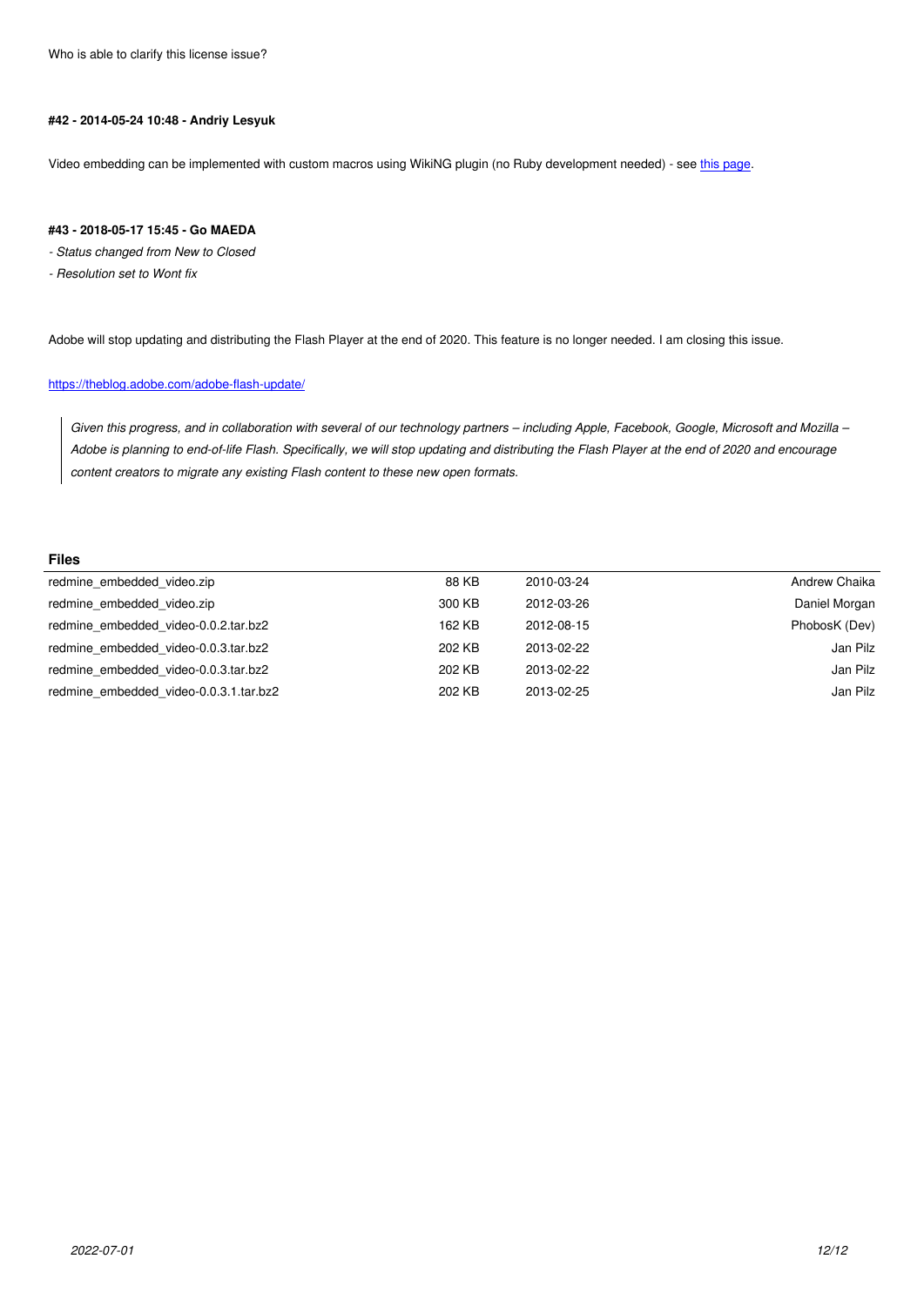Who is able to clarify this license issue?

#### #42 - 2014-05-24 10:48 - Andriy Lesyuk

Video embedding can be implemented with custom macros using WikiNG plugin (no Ruby development needed) - see this page.

#### #43 - 2018-05-17 15:45 - Go MAEDA

- *Status changed from New to Closed*
- *Resolution set to Wont fix*

Adobe will stop updating and distributing the Flash Player at the end of 2020. This feature is no longer needed. I am closing this issue.

https://theblog.adobe.com/adobe-flash-update/

> *Given this progress, and in collaboration with several of our technology partners – including Apple, Facebook, Google, Microsoft and Mozilla – Adobe is planning to end-of-life Flash. Specifically, we will stop updating and distributing the Flash Player at the end of 2020 and encourage content creators to migrate any existing Flash content to these new open formats.*

### Files

| | | | |
|---|---|---|---|
| redmine_embedded_video.zip | 88 KB | 2010-03-24 | Andrew Chaika |
| redmine_embedded_video.zip | 300 KB | 2012-03-26 | Daniel Morgan |
| redmine_embedded_video-0.0.2.tar.bz2 | 162 KB | 2012-08-15 | PhobosK (Dev) |
| redmine_embedded_video-0.0.3.tar.bz2 | 202 KB | 2013-02-22 | Jan Pilz |
| redmine_embedded_video-0.0.3.tar.bz2 | 202 KB | 2013-02-22 | Jan Pilz |
| redmine_embedded_video-0.0.3.1.tar.bz2 | 202 KB | 2013-02-25 | Jan Pilz |